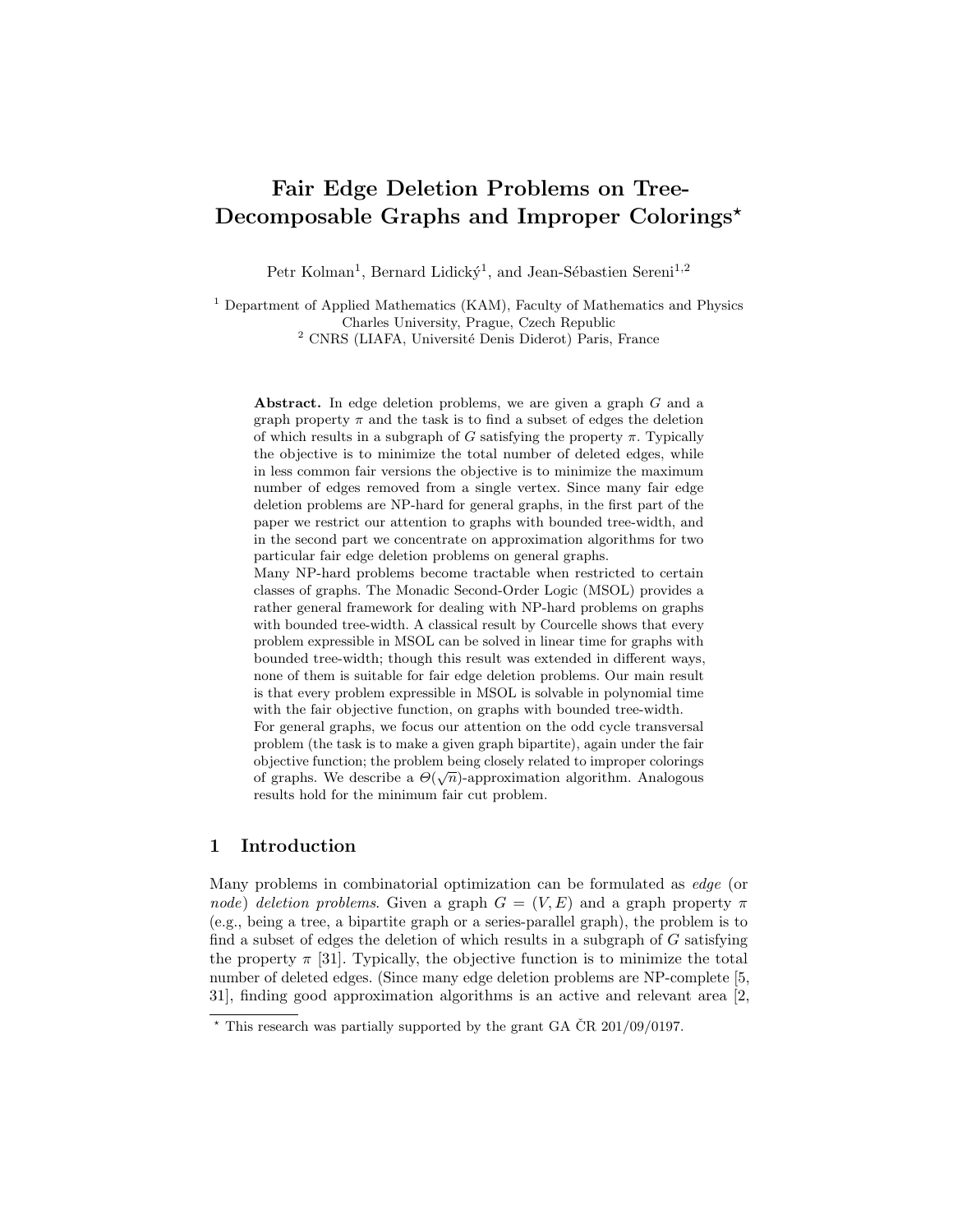# Fair Edge Deletion Problems on Tree-Decomposable Graphs and Improper Colorings*

Petr Kolman[1], Bernard Lidický[1], and Jean-Sébastien Sereni[1,2]

[1] Department of Applied Mathematics (KAM), Faculty of Mathematics and Physics Charles University, Prague, Czech Republic
[2] CNRS (LIAFA, Université Denis Diderot) Paris, France

**Abstract.** In edge deletion problems, we are given a graph $G$ and a graph property $\pi$ and the task is to find a subset of edges the deletion of which results in a subgraph of $G$ satisfying the property $\pi$. Typically the objective is to minimize the total number of deleted edges, while in less common fair versions the objective is to minimize the maximum number of edges removed from a single vertex. Since many fair edge deletion problems are NP-hard for general graphs, in the first part of the paper we restrict our attention to graphs with bounded tree-width, and in the second part we concentrate on approximation algorithms for two particular fair edge deletion problems on general graphs.
Many NP-hard problems become tractable when restricted to certain classes of graphs. The Monadic Second-Order Logic (MSOL) provides a rather general framework for dealing with NP-hard problems on graphs with bounded tree-width. A classical result by Courcelle shows that every problem expressible in MSOL can be solved in linear time for graphs with bounded tree-width; though this result was extended in different ways, none of them is suitable for fair edge deletion problems. Our main result is that every problem expressible in MSOL is solvable in polynomial time with the fair objective function, on graphs with bounded tree-width.
For general graphs, we focus our attention on the odd cycle transversal problem (the task is to make a given graph bipartite), again under the fair objective function; the problem being closely related to improper colorings of graphs. We describe a $\Theta(\sqrt{n})$-approximation algorithm. Analogous results hold for the minimum fair cut problem.

## 1 Introduction

Many problems in combinatorial optimization can be formulated as *edge* (or *node*) *deletion problems*. Given a graph $G = (V, E)$ and a graph property $\pi$ (e.g., being a tree, a bipartite graph or a series-parallel graph), the problem is to find a subset of edges the deletion of which results in a subgraph of $G$ satisfying the property $\pi$ [31]. Typically, the objective function is to minimize the total number of deleted edges. (Since many edge deletion problems are NP-complete [5, 31], finding good approximation algorithms is an active and relevant area [2,

* This research was partially supported by the grant GA ČR 201/09/0197.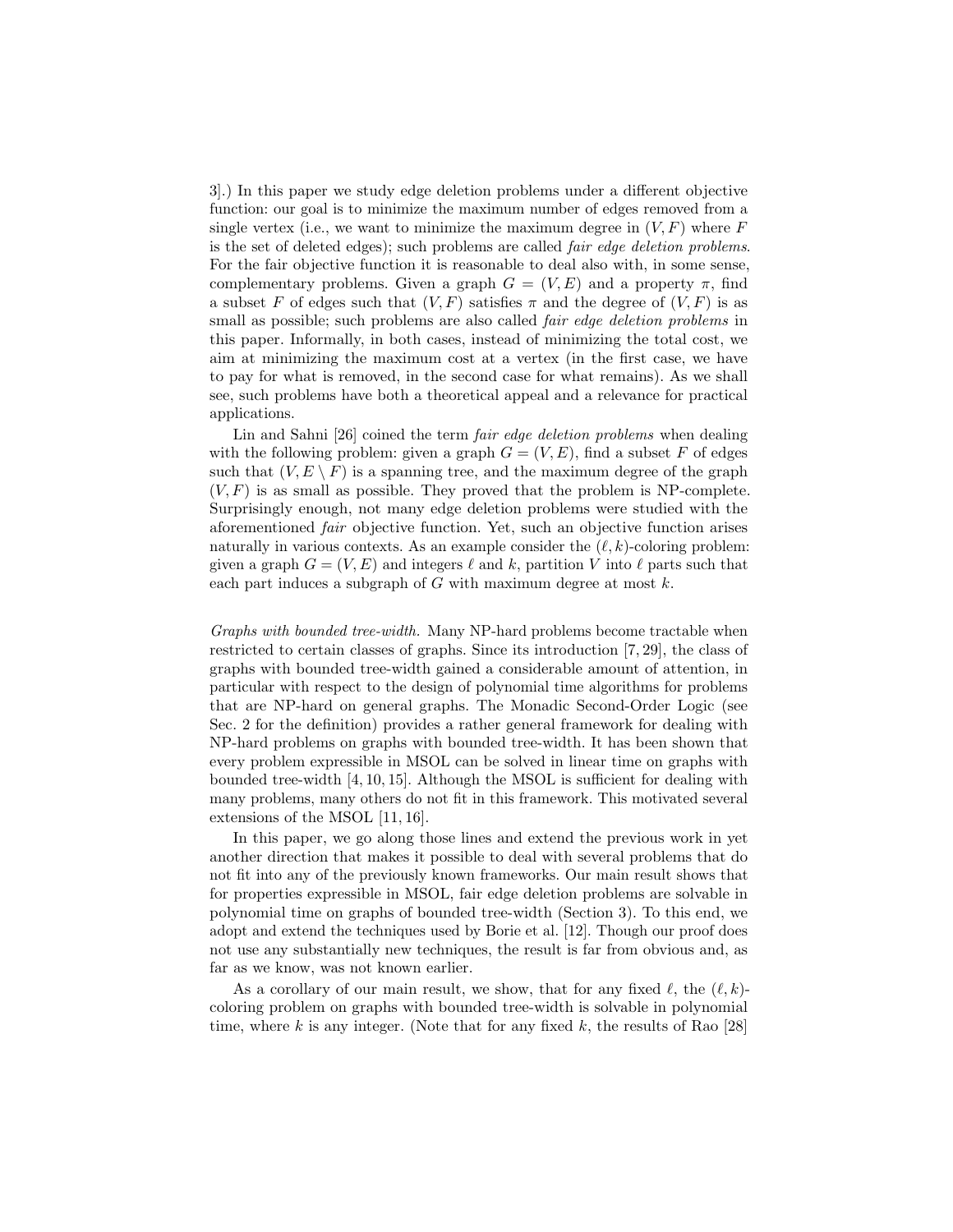3].) In this paper we study edge deletion problems under a different objective function: our goal is to minimize the maximum number of edges removed from a single vertex (i.e., we want to minimize the maximum degree in $(V, F)$ where $F$ is the set of deleted edges); such problems are called *fair edge deletion problems*. For the fair objective function it is reasonable to deal also with, in some sense, complementary problems. Given a graph $G = (V, E)$ and a property $\pi$, find a subset $F$ of edges such that $(V, F)$ satisfies $\pi$ and the degree of $(V, F)$ is as small as possible; such problems are also called *fair edge deletion problems* in this paper. Informally, in both cases, instead of minimizing the total cost, we aim at minimizing the maximum cost at a vertex (in the first case, we have to pay for what is removed, in the second case for what remains). As we shall see, such problems have both a theoretical appeal and a relevance for practical applications.

Lin and Sahni [26] coined the term *fair edge deletion problems* when dealing with the following problem: given a graph $G = (V, E)$, find a subset $F$ of edges such that $(V, E \setminus F)$ is a spanning tree, and the maximum degree of the graph $(V, F)$ is as small as possible. They proved that the problem is NP-complete. Surprisingly enough, not many edge deletion problems were studied with the aforementioned *fair* objective function. Yet, such an objective function arises naturally in various contexts. As an example consider the $(\ell, k)$-coloring problem: given a graph $G = (V, E)$ and integers $\ell$ and $k$, partition $V$ into $\ell$ parts such that each part induces a subgraph of $G$ with maximum degree at most $k$.

*Graphs with bounded tree-width.* Many NP-hard problems become tractable when restricted to certain classes of graphs. Since its introduction [7, 29], the class of graphs with bounded tree-width gained a considerable amount of attention, in particular with respect to the design of polynomial time algorithms for problems that are NP-hard on general graphs. The Monadic Second-Order Logic (see Sec. 2 for the definition) provides a rather general framework for dealing with NP-hard problems on graphs with bounded tree-width. It has been shown that every problem expressible in MSOL can be solved in linear time on graphs with bounded tree-width [4, 10, 15]. Although the MSOL is sufficient for dealing with many problems, many others do not fit in this framework. This motivated several extensions of the MSOL [11, 16].

In this paper, we go along those lines and extend the previous work in yet another direction that makes it possible to deal with several problems that do not fit into any of the previously known frameworks. Our main result shows that for properties expressible in MSOL, fair edge deletion problems are solvable in polynomial time on graphs of bounded tree-width (Section 3). To this end, we adopt and extend the techniques used by Borie et al. [12]. Though our proof does not use any substantially new techniques, the result is far from obvious and, as far as we know, was not known earlier.

As a corollary of our main result, we show, that for any fixed $\ell$, the $(\ell, k)$-coloring problem on graphs with bounded tree-width is solvable in polynomial time, where $k$ is any integer. (Note that for any fixed $k$, the results of Rao [28]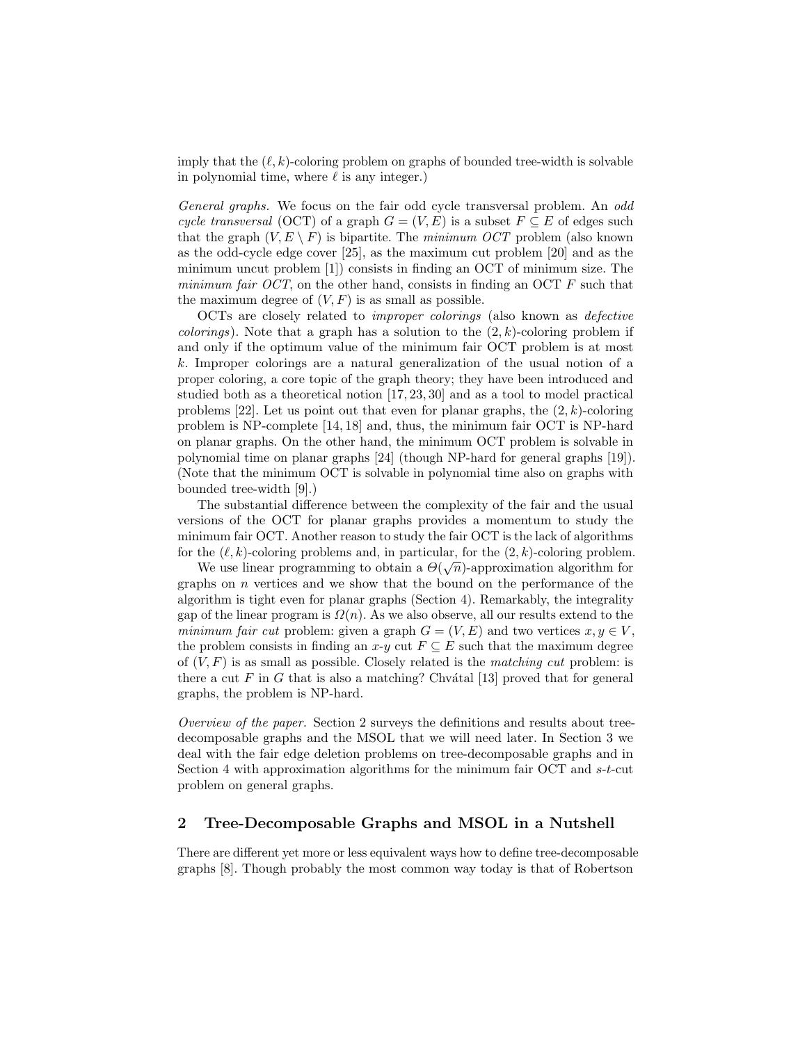imply that the $(\ell, k)$-coloring problem on graphs of bounded tree-width is solvable in polynomial time, where $\ell$ is any integer.)

*General graphs.* We focus on the fair odd cycle transversal problem. An *odd cycle transversal* (OCT) of a graph $G = (V, E)$ is a subset $F \subseteq E$ of edges such that the graph $(V, E \setminus F)$ is bipartite. The *minimum OCT* problem (also known as the odd-cycle edge cover [25], as the maximum cut problem [20] and as the minimum uncut problem [1]) consists in finding an OCT of minimum size. The *minimum fair OCT*, on the other hand, consists in finding an OCT $F$ such that the maximum degree of $(V, F)$ is as small as possible.

OCTs are closely related to *improper colorings* (also known as *defective colorings*). Note that a graph has a solution to the $(2, k)$-coloring problem if and only if the optimum value of the minimum fair OCT problem is at most $k$. Improper colorings are a natural generalization of the usual notion of a proper coloring, a core topic of the graph theory; they have been introduced and studied both as a theoretical notion [17, 23, 30] and as a tool to model practical problems [22]. Let us point out that even for planar graphs, the $(2, k)$-coloring problem is NP-complete [14, 18] and, thus, the minimum fair OCT is NP-hard on planar graphs. On the other hand, the minimum OCT problem is solvable in polynomial time on planar graphs [24] (though NP-hard for general graphs [19]). (Note that the minimum OCT is solvable in polynomial time also on graphs with bounded tree-width [9].)

The substantial difference between the complexity of the fair and the usual versions of the OCT for planar graphs provides a momentum to study the minimum fair OCT. Another reason to study the fair OCT is the lack of algorithms for the $(\ell, k)$-coloring problems and, in particular, for the $(2, k)$-coloring problem.

We use linear programming to obtain a $\Theta(\sqrt{n})$-approximation algorithm for graphs on $n$ vertices and we show that the bound on the performance of the algorithm is tight even for planar graphs (Section 4). Remarkably, the integrality gap of the linear program is $\Omega(n)$. As we also observe, all our results extend to the *minimum fair cut* problem: given a graph $G = (V, E)$ and two vertices $x, y \in V$, the problem consists in finding an $x$-$y$ cut $F \subseteq E$ such that the maximum degree of $(V, F)$ is as small as possible. Closely related is the *matching cut* problem: is there a cut $F$ in $G$ that is also a matching? Chvátal [13] proved that for general graphs, the problem is NP-hard.

*Overview of the paper.* Section 2 surveys the definitions and results about tree-decomposable graphs and the MSOL that we will need later. In Section 3 we deal with the fair edge deletion problems on tree-decomposable graphs and in Section 4 with approximation algorithms for the minimum fair OCT and $s$-$t$-cut problem on general graphs.

## 2 Tree-Decomposable Graphs and MSOL in a Nutshell

There are different yet more or less equivalent ways how to define tree-decomposable graphs [8]. Though probably the most common way today is that of Robertson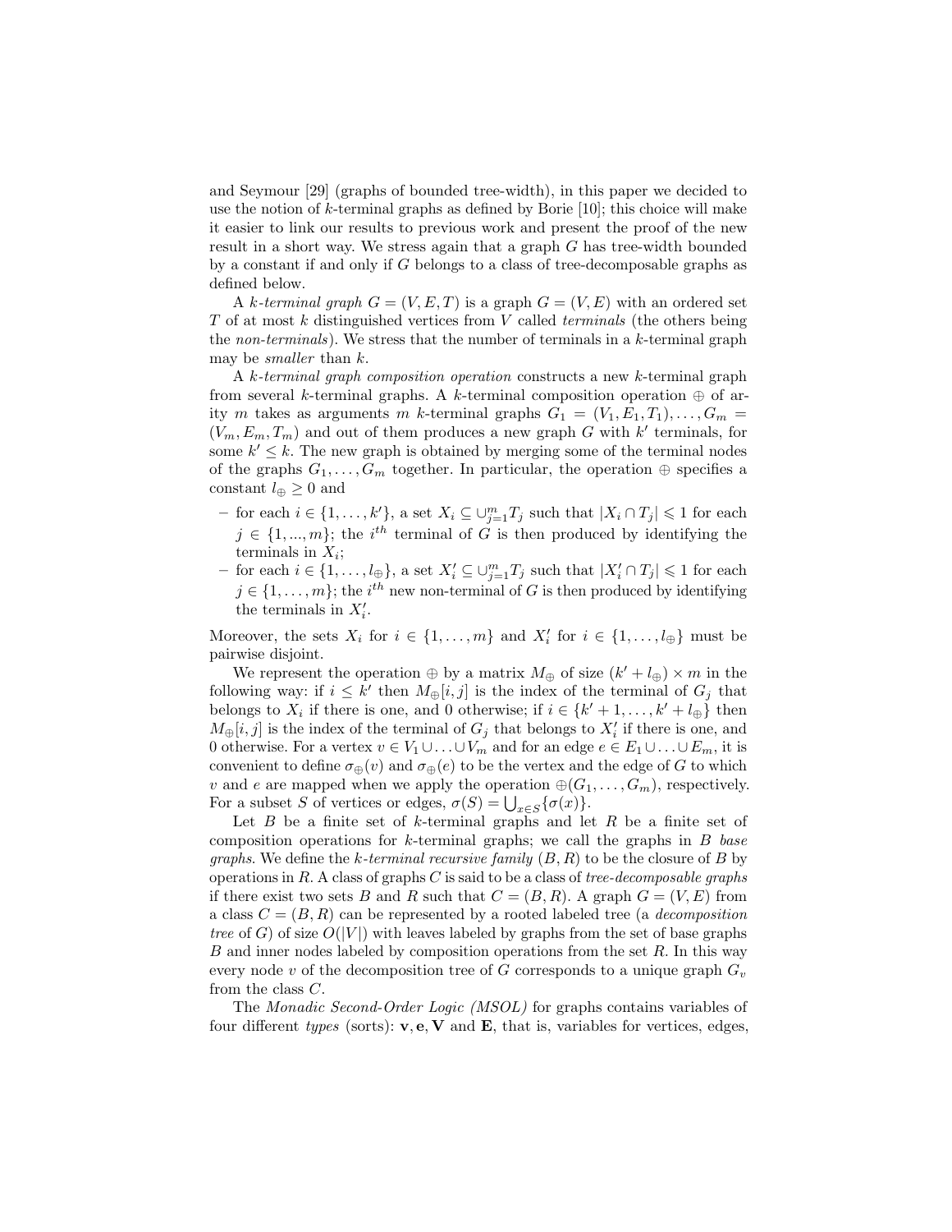and Seymour [29] (graphs of bounded tree-width), in this paper we decided to use the notion of $k$-terminal graphs as defined by Borie [10]; this choice will make it easier to link our results to previous work and present the proof of the new result in a short way. We stress again that a graph $G$ has tree-width bounded by a constant if and only if $G$ belongs to a class of tree-decomposable graphs as defined below.

A *$k$-terminal graph* $G = (V, E, T)$ is a graph $G = (V, E)$ with an ordered set $T$ of at most $k$ distinguished vertices from $V$ called *terminals* (the others being the *non-terminals*). We stress that the number of terminals in a $k$-terminal graph may be *smaller* than $k$.

A *$k$-terminal graph composition operation* constructs a new $k$-terminal graph from several $k$-terminal graphs. A $k$-terminal composition operation $\oplus$ of arity $m$ takes as arguments $m$ $k$-terminal graphs $G_1 = (V_1, E_1, T_1), \ldots, G_m = (V_m, E_m, T_m)$ and out of them produces a new graph $G$ with $k'$ terminals, for some $k' \leq k$. The new graph is obtained by merging some of the terminal nodes of the graphs $G_1, \ldots, G_m$ together. In particular, the operation $\oplus$ specifies a constant $l_\oplus \geq 0$ and

- for each $i \in \{1, \ldots, k'\}$, a set $X_i \subseteq \cup_{j=1}^m T_j$ such that $|X_i \cap T_j| \leqslant 1$ for each $j \in \{1, ..., m\}$; the $i^{th}$ terminal of $G$ is then produced by identifying the terminals in $X_i$;
- for each $i \in \{1, \ldots, l_\oplus\}$, a set $X'_i \subseteq \cup_{j=1}^m T_j$ such that $|X'_i \cap T_j| \leqslant 1$ for each $j \in \{1, \ldots, m\}$; the $i^{th}$ new non-terminal of $G$ is then produced by identifying the terminals in $X'_i$.

Moreover, the sets $X_i$ for $i \in \{1, \ldots, m\}$ and $X'_i$ for $i \in \{1, \ldots, l_\oplus\}$ must be pairwise disjoint.

We represent the operation $\oplus$ by a matrix $M_\oplus$ of size $(k' + l_\oplus) \times m$ in the following way: if $i \leq k'$ then $M_\oplus[i, j]$ is the index of the terminal of $G_j$ that belongs to $X_i$ if there is one, and 0 otherwise; if $i \in \{k'+1, \ldots, k'+l_\oplus\}$ then $M_\oplus[i, j]$ is the index of the terminal of $G_j$ that belongs to $X'_i$ if there is one, and 0 otherwise. For a vertex $v \in V_1 \cup \ldots \cup V_m$ and for an edge $e \in E_1 \cup \ldots \cup E_m$, it is convenient to define $\sigma_\oplus(v)$ and $\sigma_\oplus(e)$ to be the vertex and the edge of $G$ to which $v$ and $e$ are mapped when we apply the operation $\oplus(G_1, \ldots, G_m)$, respectively. For a subset $S$ of vertices or edges, $\sigma(S) = \bigcup_{x \in S}\{\sigma(x)\}$.

Let $B$ be a finite set of $k$-terminal graphs and let $R$ be a finite set of composition operations for $k$-terminal graphs; we call the graphs in $B$ *base graphs*. We define the *$k$-terminal recursive family* $(B, R)$ to be the closure of $B$ by operations in $R$. A class of graphs $C$ is said to be a class of *tree-decomposable graphs* if there exist two sets $B$ and $R$ such that $C = (B, R)$. A graph $G = (V, E)$ from a class $C = (B, R)$ can be represented by a rooted labeled tree (a *decomposition tree* of $G$) of size $O(|V|)$ with leaves labeled by graphs from the set of base graphs $B$ and inner nodes labeled by composition operations from the set $R$. In this way every node $v$ of the decomposition tree of $G$ corresponds to a unique graph $G_v$ from the class $C$.

The *Monadic Second-Order Logic (MSOL)* for graphs contains variables of four different *types* (sorts): $\mathbf{v}, \mathbf{e}, \mathbf{V}$ and $\mathbf{E}$, that is, variables for vertices, edges,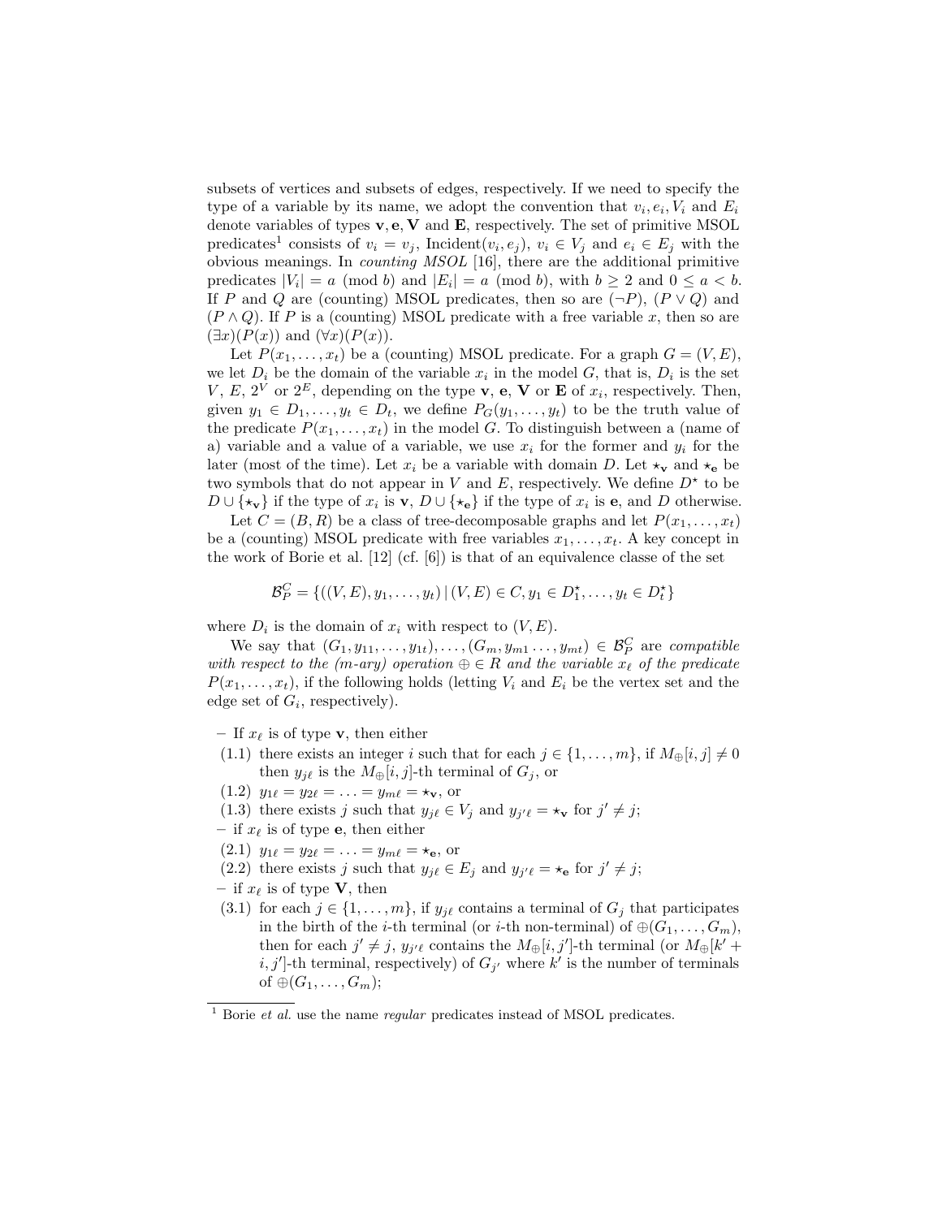subsets of vertices and subsets of edges, respectively. If we need to specify the type of a variable by its name, we adopt the convention that $v_i, e_i, V_i$ and $E_i$ denote variables of types $\mathbf{v}, \mathbf{e}, \mathbf{V}$ and $\mathbf{E}$, respectively. The set of primitive MSOL predicates[1] consists of $v_i = v_j$, $\text{Incident}(v_i, e_j)$, $v_i \in V_j$ and $e_i \in E_j$ with the obvious meanings. In *counting MSOL* [16], there are the additional primitive predicates $|V_i| = a \pmod b$ and $|E_i| = a \pmod b$, with $b \geq 2$ and $0 \leq a < b$. If $P$ and $Q$ are (counting) MSOL predicates, then so are $(\neg P)$, $(P \vee Q)$ and $(P \wedge Q)$. If $P$ is a (counting) MSOL predicate with a free variable $x$, then so are $(\exists x)(P(x))$ and $(\forall x)(P(x))$.

Let $P(x_1, \ldots, x_t)$ be a (counting) MSOL predicate. For a graph $G = (V, E)$, we let $D_i$ be the domain of the variable $x_i$ in the model $G$, that is, $D_i$ is the set $V$, $E$, $2^V$ or $2^E$, depending on the type $\mathbf{v}$, $\mathbf{e}$, $\mathbf{V}$ or $\mathbf{E}$ of $x_i$, respectively. Then, given $y_1 \in D_1, \ldots, y_t \in D_t$, we define $P_G(y_1, \ldots, y_t)$ to be the truth value of the predicate $P(x_1, \ldots, x_t)$ in the model $G$. To distinguish between a (name of a) variable and a value of a variable, we use $x_i$ for the former and $y_i$ for the later (most of the time). Let $x_i$ be a variable with domain $D$. Let $\star_{\mathbf{v}}$ and $\star_{\mathbf{e}}$ be two symbols that do not appear in $V$ and $E$, respectively. We define $D^\star$ to be $D \cup \{\star_{\mathbf{v}}\}$ if the type of $x_i$ is $\mathbf{v}$, $D \cup \{\star_{\mathbf{e}}\}$ if the type of $x_i$ is $\mathbf{e}$, and $D$ otherwise.

Let $C = (B, R)$ be a class of tree-decomposable graphs and let $P(x_1, \ldots, x_t)$ be a (counting) MSOL predicate with free variables $x_1, \ldots, x_t$. A key concept in the work of Borie et al. [12] (cf. [6]) is that of an equivalence classe of the set

$$\mathcal{B}_P^C = \{((V, E), y_1, \ldots, y_t) \mid (V, E) \in C, y_1 \in D_1^\star, \ldots, y_t \in D_t^\star\}$$

where $D_i$ is the domain of $x_i$ with respect to $(V, E)$.

We say that $(G_1, y_{11}, \ldots, y_{1t}), \ldots, (G_m, y_{m1} \ldots, y_{mt}) \in \mathcal{B}_P^C$ are *compatible with respect to the (m-ary) operation $\oplus \in R$ and the variable $x_\ell$ of the predicate $P(x_1, \ldots, x_t)$*, if the following holds (letting $V_i$ and $E_i$ be the vertex set and the edge set of $G_i$, respectively).

- If $x_\ell$ is of type $\mathbf{v}$, then either
  - (1.1) there exists an integer $i$ such that for each $j \in \{1, \ldots, m\}$, if $M_\oplus[i, j] \neq 0$ then $y_{j\ell}$ is the $M_\oplus[i, j]$-th terminal of $G_j$, or
  - (1.2) $y_{1\ell} = y_{2\ell} = \ldots = y_{m\ell} = \star_{\mathbf{v}}$, or
  - (1.3) there exists $j$ such that $y_{j\ell} \in V_j$ and $y_{j'\ell} = \star_{\mathbf{v}}$ for $j' \neq j$;
- if $x_\ell$ is of type $\mathbf{e}$, then either
  - (2.1) $y_{1\ell} = y_{2\ell} = \ldots = y_{m\ell} = \star_{\mathbf{e}}$, or
  - (2.2) there exists $j$ such that $y_{j\ell} \in E_j$ and $y_{j'\ell} = \star_{\mathbf{e}}$ for $j' \neq j$;
- if $x_\ell$ is of type $\mathbf{V}$, then
  - (3.1) for each $j \in \{1, \ldots, m\}$, if $y_{j\ell}$ contains a terminal of $G_j$ that participates in the birth of the $i$-th terminal (or $i$-th non-terminal) of $\oplus(G_1, \ldots, G_m)$, then for each $j' \neq j$, $y_{j'\ell}$ contains the $M_\oplus[i, j']$-th terminal (or $M_\oplus[k' + i, j']$-th terminal, respectively) of $G_{j'}$ where $k'$ is the number of terminals of $\oplus(G_1, \ldots, G_m)$;

[1] Borie *et al.* use the name *regular* predicates instead of MSOL predicates.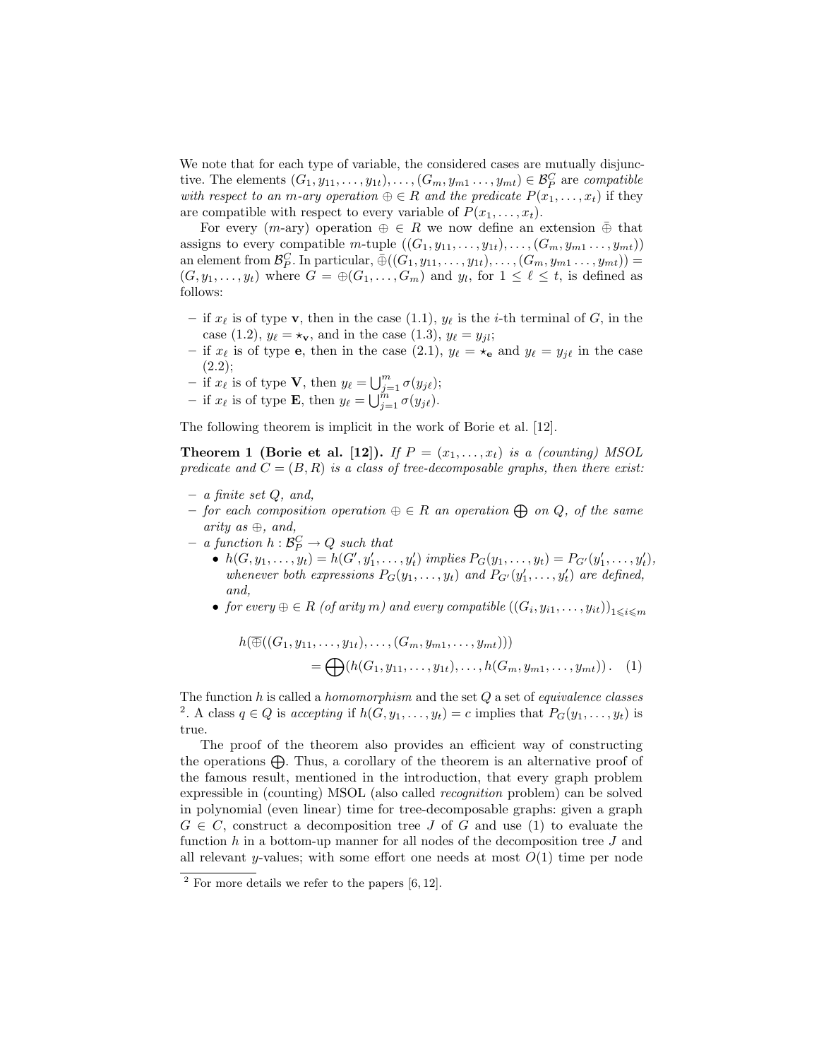We note that for each type of variable, the considered cases are mutually disjunctive. The elements $(G_1, y_{11}, \ldots, y_{1t}), \ldots, (G_m, y_{m1} \ldots, y_{mt}) \in \mathcal{B}_P^C$ are *compatible with respect to an m-ary operation* $\oplus \in R$ *and the predicate* $P(x_1, \ldots, x_t)$ if they are compatible with respect to every variable of $P(x_1, \ldots, x_t)$.

For every ($m$-ary) operation $\oplus \in R$ we now define an extension $\bar{\oplus}$ that assigns to every compatible $m$-tuple $((G_1, y_{11}, \ldots, y_{1t}), \ldots, (G_m, y_{m1} \ldots, y_{mt}))$ an element from $\mathcal{B}_P^C$. In particular, $\bar{\oplus}((G_1, y_{11}, \ldots, y_{1t}), \ldots, (G_m, y_{m1} \ldots, y_{mt})) = (G, y_1, \ldots, y_t)$ where $G = \oplus(G_1, \ldots, G_m)$ and $y_l$, for $1 \le \ell \le t$, is defined as follows:

- if $x_\ell$ is of type $\mathbf{v}$, then in the case (1.1), $y_\ell$ is the $i$-th terminal of $G$, in the case (1.2), $y_\ell = \star_{\mathbf{v}}$, and in the case (1.3), $y_\ell = y_{jl}$;
- if $x_\ell$ is of type $\mathbf{e}$, then in the case (2.1), $y_\ell = \star_{\mathbf{e}}$ and $y_\ell = y_{j\ell}$ in the case (2.2);
- if $x_\ell$ is of type $\mathbf{V}$, then $y_\ell = \bigcup_{j=1}^{m} \sigma(y_{j\ell})$;
- if $x_\ell$ is of type $\mathbf{E}$, then $y_\ell = \bigcup_{j=1}^{m} \sigma(y_{j\ell})$.

The following theorem is implicit in the work of Borie et al. [12].

**Theorem 1 (Borie et al. [12]).** *If $P = (x_1, \ldots, x_t)$ is a (counting) MSOL predicate and $C = (B, R)$ is a class of tree-decomposable graphs, then there exist:*

- *a finite set $Q$, and,*
- *for each composition operation $\oplus \in R$ an operation $\bigoplus$ on $Q$, of the same arity as $\oplus$, and,*
- *a function $h : \mathcal{B}_P^C \to Q$ such that*
  - *$h(G, y_1, \ldots, y_t) = h(G', y'_1, \ldots, y'_t)$ implies $P_G(y_1, \ldots, y_t) = P_{G'}(y'_1, \ldots, y'_t)$, whenever both expressions $P_G(y_1, \ldots, y_t)$ and $P_{G'}(y'_1, \ldots, y'_t)$ are defined, and,*
  - *for every $\oplus \in R$ (of arity $m$) and every compatible $((G_i, y_{i1}, \ldots, y_{it}))_{1 \leqslant i \leqslant m}$*

$$h(\overline{\oplus}((G_1, y_{11}, \ldots, y_{1t}), \ldots, (G_m, y_{m1}, \ldots, y_{mt}))) = \bigoplus(h(G_1, y_{11}, \ldots, y_{1t}), \ldots, h(G_m, y_{m1}, \ldots, y_{mt}))\,. \quad (1)$$

The function $h$ is called a *homomorphism* and the set $Q$ a set of *equivalence classes* [2]. A class $q \in Q$ is *accepting* if $h(G, y_1, \ldots, y_t) = c$ implies that $P_G(y_1, \ldots, y_t)$ is true.

The proof of the theorem also provides an efficient way of constructing the operations $\bigoplus$. Thus, a corollary of the theorem is an alternative proof of the famous result, mentioned in the introduction, that every graph problem expressible in (counting) MSOL (also called *recognition* problem) can be solved in polynomial (even linear) time for tree-decomposable graphs: given a graph $G \in C$, construct a decomposition tree $J$ of $G$ and use (1) to evaluate the function $h$ in a bottom-up manner for all nodes of the decomposition tree $J$ and all relevant $y$-values; with some effort one needs at most $O(1)$ time per node

[2] For more details we refer to the papers [6, 12].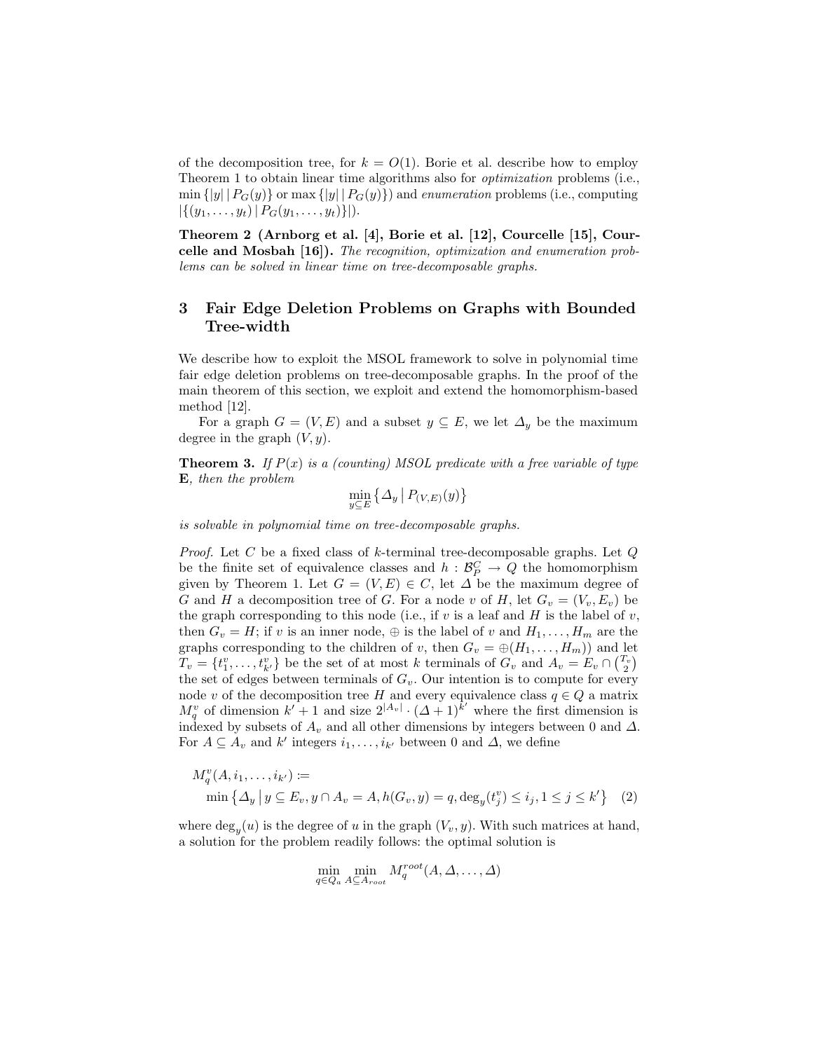of the decomposition tree, for $k = O(1)$. Borie et al. describe how to employ Theorem 1 to obtain linear time algorithms also for *optimization* problems (i.e., $\min\{|y| \mid P_G(y)\}$ or $\max\{|y| \mid P_G(y)\}$) and *enumeration* problems (i.e., computing $|\{(y_1, \ldots, y_t) \mid P_G(y_1, \ldots, y_t)\}|$).

**Theorem 2 (Arnborg et al. [4], Borie et al. [12], Courcelle [15], Courcelle and Mosbah [16]).** *The recognition, optimization and enumeration problems can be solved in linear time on tree-decomposable graphs.*

## 3 Fair Edge Deletion Problems on Graphs with Bounded Tree-width

We describe how to exploit the MSOL framework to solve in polynomial time fair edge deletion problems on tree-decomposable graphs. In the proof of the main theorem of this section, we exploit and extend the homomorphism-based method [12].

For a graph $G = (V, E)$ and a subset $y \subseteq E$, we let $\Delta_y$ be the maximum degree in the graph $(V, y)$.

**Theorem 3.** *If $P(x)$ is a (counting) MSOL predicate with a free variable of type* **E***, then the problem*

$$\min_{y \subseteq E} \{\Delta_y \mid P_{(V,E)}(y)\}$$

*is solvable in polynomial time on tree-decomposable graphs.*

*Proof.* Let $C$ be a fixed class of $k$-terminal tree-decomposable graphs. Let $Q$ be the finite set of equivalence classes and $h : \mathcal{B}_P^C \to Q$ the homomorphism given by Theorem 1. Let $G = (V, E) \in C$, let $\Delta$ be the maximum degree of $G$ and $H$ a decomposition tree of $G$. For a node $v$ of $H$, let $G_v = (V_v, E_v)$ be the graph corresponding to this node (i.e., if $v$ is a leaf and $H$ is the label of $v$, then $G_v = H$; if $v$ is an inner node, $\oplus$ is the label of $v$ and $H_1, \ldots, H_m$ are the graphs corresponding to the children of $v$, then $G_v = \oplus(H_1, \ldots, H_m)$) and let $T_v = \{t_1^v, \ldots, t_{k'}^v\}$ be the set of at most $k$ terminals of $G_v$ and $A_v = E_v \cap \binom{T_v}{2}$ the set of edges between terminals of $G_v$. Our intention is to compute for every node $v$ of the decomposition tree $H$ and every equivalence class $q \in Q$ a matrix $M_q^v$ of dimension $k' + 1$ and size $2^{|A_v|} \cdot (\Delta + 1)^{k'}$ where the first dimension is indexed by subsets of $A_v$ and all other dimensions by integers between 0 and $\Delta$. For $A \subseteq A_v$ and $k'$ integers $i_1, \ldots, i_{k'}$ between 0 and $\Delta$, we define

$$M_q^v(A, i_1, \ldots, i_{k'}) := \min\{\Delta_y \mid y \subseteq E_v, y \cap A_v = A, h(G_v, y) = q, \deg_y(t_j^v) \le i_j, 1 \le j \le k'\} \quad (2)$$

where $\deg_y(u)$ is the degree of $u$ in the graph $(V_v, y)$. With such matrices at hand, a solution for the problem readily follows: the optimal solution is

$$\min_{q \in Q_a} \min_{A \subseteq A_{root}} M_q^{root}(A, \Delta, \ldots, \Delta)$$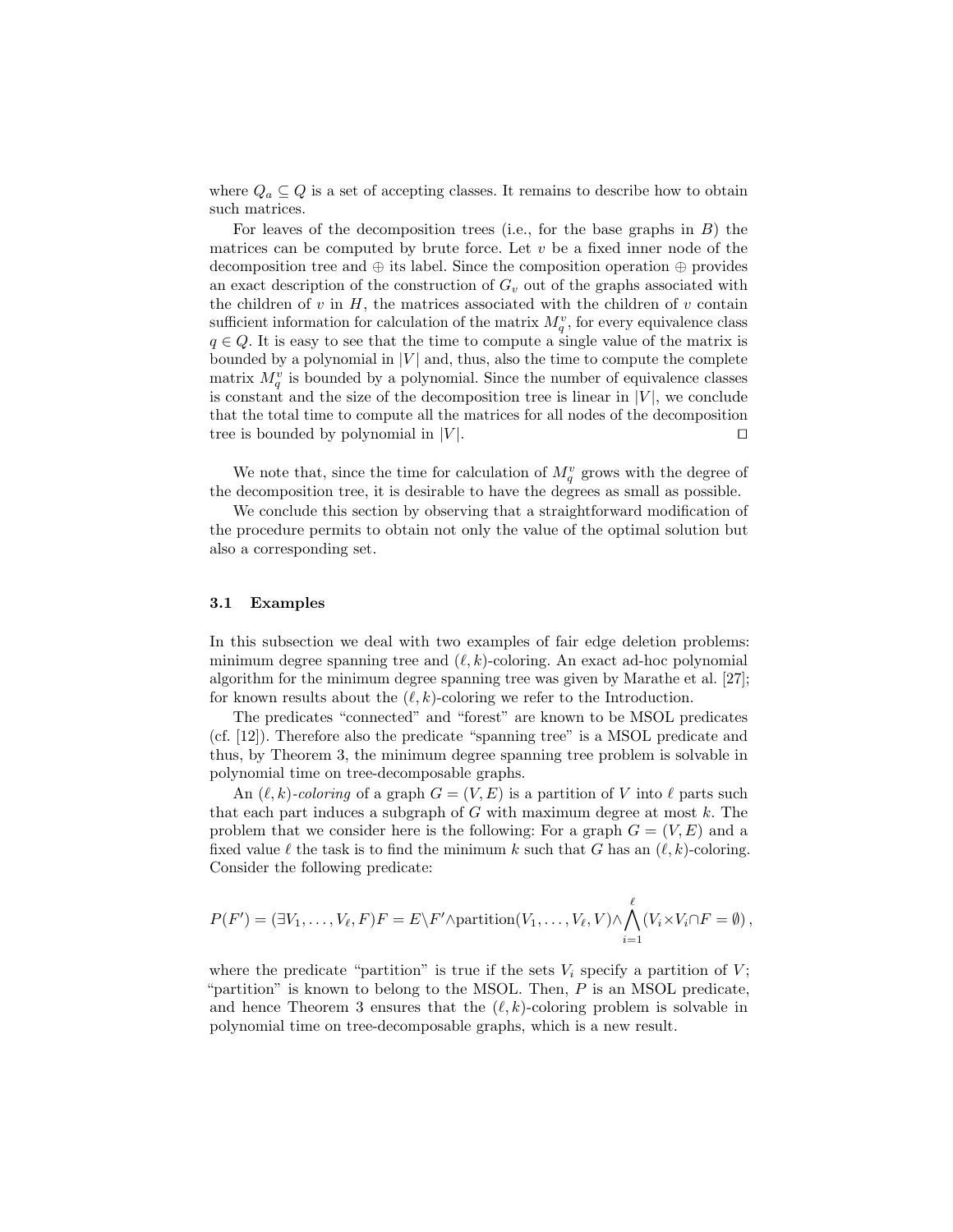where $Q_a \subseteq Q$ is a set of accepting classes. It remains to describe how to obtain such matrices.

For leaves of the decomposition trees (i.e., for the base graphs in $B$) the matrices can be computed by brute force. Let $v$ be a fixed inner node of the decomposition tree and $\oplus$ its label. Since the composition operation $\oplus$ provides an exact description of the construction of $G_v$ out of the graphs associated with the children of $v$ in $H$, the matrices associated with the children of $v$ contain sufficient information for calculation of the matrix $M_q^v$, for every equivalence class $q \in Q$. It is easy to see that the time to compute a single value of the matrix is bounded by a polynomial in $|V|$ and, thus, also the time to compute the complete matrix $M_q^v$ is bounded by a polynomial. Since the number of equivalence classes is constant and the size of the decomposition tree is linear in $|V|$, we conclude that the total time to compute all the matrices for all nodes of the decomposition tree is bounded by polynomial in $|V|$. □

We note that, since the time for calculation of $M_q^v$ grows with the degree of the decomposition tree, it is desirable to have the degrees as small as possible.

We conclude this section by observing that a straightforward modification of the procedure permits to obtain not only the value of the optimal solution but also a corresponding set.

### 3.1 Examples

In this subsection we deal with two examples of fair edge deletion problems: minimum degree spanning tree and $(\ell, k)$-coloring. An exact ad-hoc polynomial algorithm for the minimum degree spanning tree was given by Marathe et al. [27]; for known results about the $(\ell, k)$-coloring we refer to the Introduction.

The predicates "connected" and "forest" are known to be MSOL predicates (cf. [12]). Therefore also the predicate "spanning tree" is a MSOL predicate and thus, by Theorem 3, the minimum degree spanning tree problem is solvable in polynomial time on tree-decomposable graphs.

An $(\ell, k)$-*coloring* of a graph $G = (V, E)$ is a partition of $V$ into $\ell$ parts such that each part induces a subgraph of $G$ with maximum degree at most $k$. The problem that we consider here is the following: For a graph $G = (V, E)$ and a fixed value $\ell$ the task is to find the minimum $k$ such that $G$ has an $(\ell, k)$-coloring. Consider the following predicate:

$$P(F') = (\exists V_1, \ldots, V_\ell, F) F = E \setminus F' \wedge \text{partition}(V_1, \ldots, V_\ell, V) \wedge \bigwedge_{i=1}^{\ell} (V_i \times V_i \cap F = \emptyset)\,,$$

where the predicate "partition" is true if the sets $V_i$ specify a partition of $V$; "partition" is known to belong to the MSOL. Then, $P$ is an MSOL predicate, and hence Theorem 3 ensures that the $(\ell, k)$-coloring problem is solvable in polynomial time on tree-decomposable graphs, which is a new result.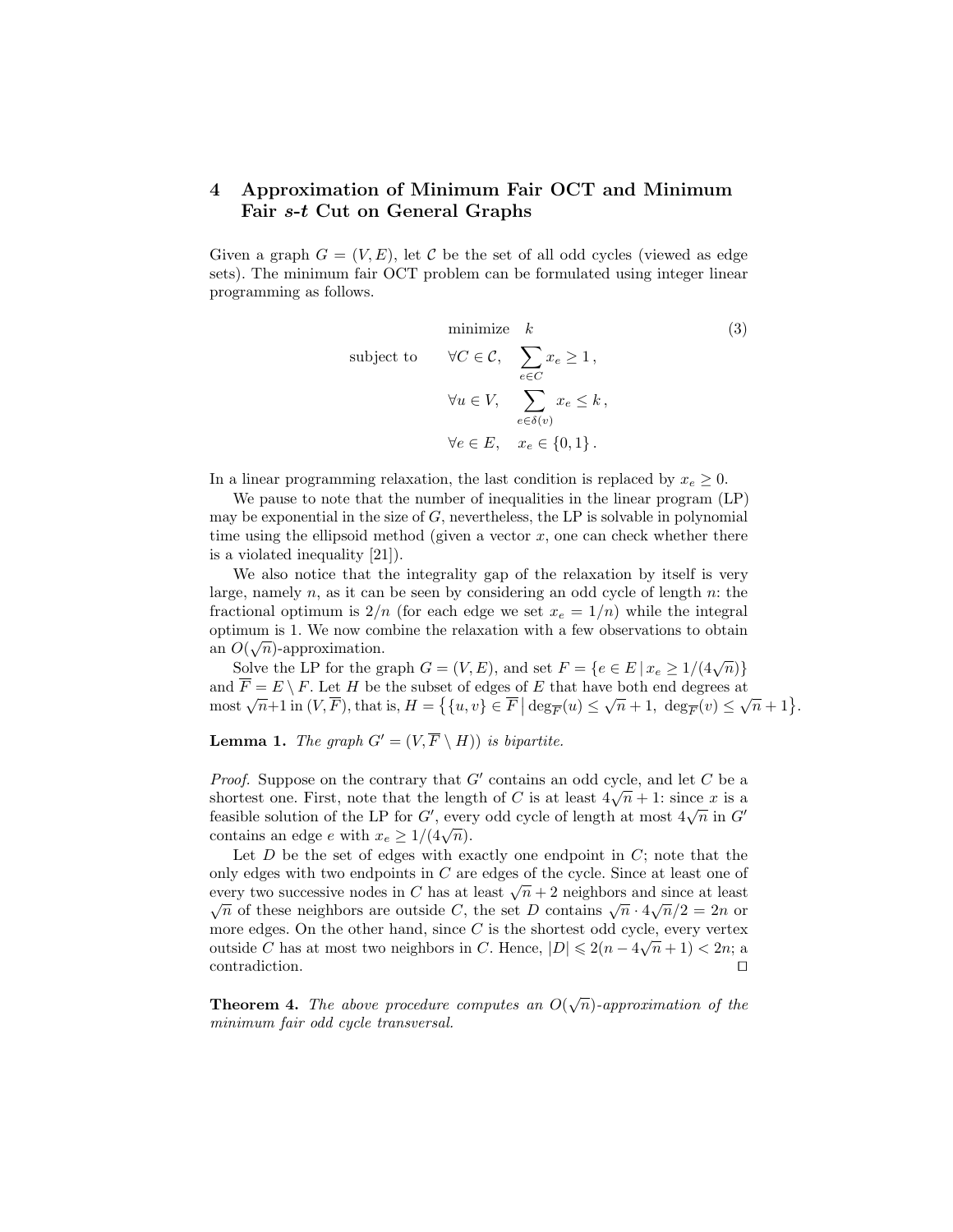## 4 Approximation of Minimum Fair OCT and Minimum Fair *s*-*t* Cut on General Graphs

Given a graph $G = (V, E)$, let $\mathcal{C}$ be the set of all odd cycles (viewed as edge sets). The minimum fair OCT problem can be formulated using integer linear programming as follows.

$$
\begin{aligned}
&\text{minimize} \quad k && (3)\\
\text{subject to} \quad &\forall C \in \mathcal{C}, \quad \sum_{e \in C} x_e \geq 1\,, \\
&\forall u \in V, \quad \sum_{e \in \delta(v)} x_e \leq k\,, \\
&\forall e \in E, \quad x_e \in \{0, 1\}\,.
\end{aligned}
$$

In a linear programming relaxation, the last condition is replaced by $x_e \geq 0$.

We pause to note that the number of inequalities in the linear program (LP) may be exponential in the size of $G$, nevertheless, the LP is solvable in polynomial time using the ellipsoid method (given a vector $x$, one can check whether there is a violated inequality [21]).

We also notice that the integrality gap of the relaxation by itself is very large, namely $n$, as it can be seen by considering an odd cycle of length $n$: the fractional optimum is $2/n$ (for each edge we set $x_e = 1/n$) while the integral optimum is 1. We now combine the relaxation with a few observations to obtain an $O(\sqrt{n})$-approximation.

Solve the LP for the graph $G = (V, E)$, and set $F = \{e \in E \,|\, x_e \geq 1/(4\sqrt{n})\}$ and $\overline{F} = E \setminus F$. Let $H$ be the subset of edges of $E$ that have both end degrees at most $\sqrt{n}+1$ in $(V, \overline{F})$, that is, $H = \big\{\{u, v\} \in \overline{F} \,\big|\, \deg_{\overline{F}}(u) \leq \sqrt{n} + 1,\ \deg_{\overline{F}}(v) \leq \sqrt{n} + 1\big\}$.

**Lemma 1.** *The graph $G' = (V, \overline{F} \setminus H))$ is bipartite.*

*Proof.* Suppose on the contrary that $G'$ contains an odd cycle, and let $C$ be a shortest one. First, note that the length of $C$ is at least $4\sqrt{n} + 1$: since $x$ is a feasible solution of the LP for $G'$, every odd cycle of length at most $4\sqrt{n}$ in $G'$ contains an edge $e$ with $x_e \geq 1/(4\sqrt{n})$.

Let $D$ be the set of edges with exactly one endpoint in $C$; note that the only edges with two endpoints in $C$ are edges of the cycle. Since at least one of every two successive nodes in $C$ has at least $\sqrt{n} + 2$ neighbors and since at least $\sqrt{n}$ of these neighbors are outside $C$, the set $D$ contains $\sqrt{n} \cdot 4\sqrt{n}/2 = 2n$ or more edges. On the other hand, since $C$ is the shortest odd cycle, every vertex outside $C$ has at most two neighbors in $C$. Hence, $|D| \leqslant 2(n - 4\sqrt{n} + 1) < 2n$; a contradiction. ◻

**Theorem 4.** *The above procedure computes an $O(\sqrt{n})$-approximation of the minimum fair odd cycle transversal.*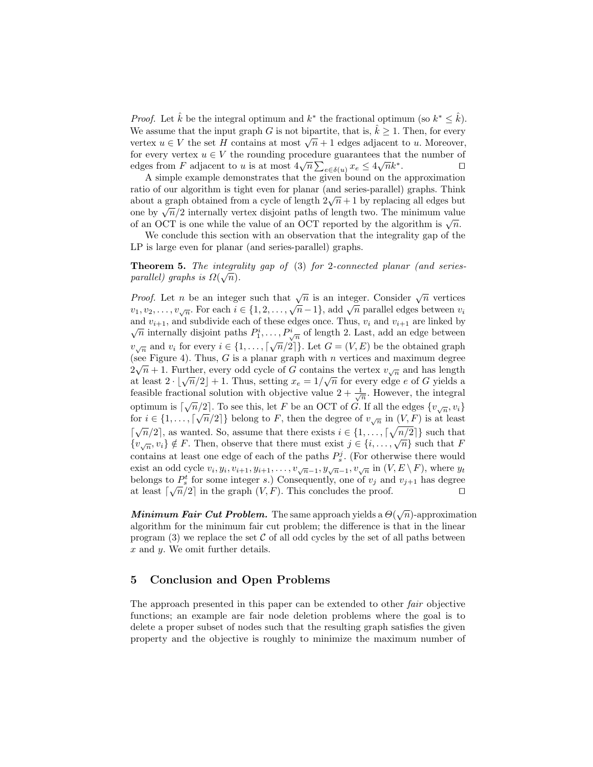*Proof.* Let $\hat{k}$ be the integral optimum and $k^*$ the fractional optimum (so $k^* \le \hat{k}$). We assume that the input graph $G$ is not bipartite, that is, $\hat{k} \ge 1$. Then, for every vertex $u \in V$ the set $H$ contains at most $\sqrt{n}+1$ edges adjacent to $u$. Moreover, for every vertex $u \in V$ the rounding procedure guarantees that the number of edges from $F$ adjacent to $u$ is at most $4\sqrt{n}\sum_{e\in\delta(u)} x_e \le 4\sqrt{n}k^*$. $\square$

A simple example demonstrates that the given bound on the approximation ratio of our algorithm is tight even for planar (and series-parallel) graphs. Think about a graph obtained from a cycle of length $2\sqrt{n}+1$ by replacing all edges but one by $\sqrt{n}/2$ internally vertex disjoint paths of length two. The minimum value of an OCT is one while the value of an OCT reported by the algorithm is $\sqrt{n}$.

We conclude this section with an observation that the integrality gap of the LP is large even for planar (and series-parallel) graphs.

**Theorem 5.** *The integrality gap of* (3) *for* 2*-connected planar (and series-parallel) graphs is* $\Omega(\sqrt{n})$.

*Proof.* Let $n$ be an integer such that $\sqrt{n}$ is an integer. Consider $\sqrt{n}$ vertices $v_1, v_2, \ldots, v_{\sqrt{n}}$. For each $i \in \{1, 2, \ldots, \sqrt{n}-1\}$, add $\sqrt{n}$ parallel edges between $v_i$ and $v_{i+1}$, and subdivide each of these edges once. Thus, $v_i$ and $v_{i+1}$ are linked by $\sqrt{n}$ internally disjoint paths $P_1^i, \ldots, P_{\sqrt{n}}^i$ of length 2. Last, add an edge between $v_{\sqrt{n}}$ and $v_i$ for every $i \in \{1, \ldots, \lceil\sqrt{n}/2\rceil\}$. Let $G = (V, E)$ be the obtained graph (see Figure 4). Thus, $G$ is a planar graph with $n$ vertices and maximum degree $2\sqrt{n}+1$. Further, every odd cycle of $G$ contains the vertex $v_{\sqrt{n}}$ and has length at least $2 \cdot \lfloor\sqrt{n}/2\rfloor + 1$. Thus, setting $x_e = 1/\sqrt{n}$ for every edge $e$ of $G$ yields a feasible fractional solution with objective value $2 + \frac{1}{\sqrt{n}}$. However, the integral optimum is $\lceil\sqrt{n}/2\rceil$. To see this, let $F$ be an OCT of $G$. If all the edges $\{v_{\sqrt{n}}, v_i\}$ for $i \in \{1, \ldots, \lceil\sqrt{n}/2\rceil\}$ belong to $F$, then the degree of $v_{\sqrt{n}}$ in $(V, F)$ is at least $\lceil\sqrt{n}/2\rceil$, as wanted. So, assume that there exists $i \in \{1, \ldots, \lceil\sqrt{n/2}\rceil\}$ such that $\{v_{\sqrt{n}}, v_i\} \notin F$. Then, observe that there must exist $j \in \{i, \ldots, \sqrt{n}\}$ such that $F$ contains at least one edge of each of the paths $P_s^j$. (For otherwise there would exist an odd cycle $v_i, y_i, v_{i+1}, y_{i+1}, \ldots, v_{\sqrt{n}-1}, y_{\sqrt{n}-1}, v_{\sqrt{n}}$ in $(V, E \setminus F)$, where $y_t$ belongs to $P_s^t$ for some integer $s$.) Consequently, one of $v_j$ and $v_{j+1}$ has degree at least $\lceil\sqrt{n}/2\rceil$ in the graph $(V, F)$. This concludes the proof. $\square$

***Minimum Fair Cut Problem.*** The same approach yields a $\Theta(\sqrt{n})$-approximation algorithm for the minimum fair cut problem; the difference is that in the linear program (3) we replace the set $\mathcal{C}$ of all odd cycles by the set of all paths between $x$ and $y$. We omit further details.

## 5 Conclusion and Open Problems

The approach presented in this paper can be extended to other *fair* objective functions; an example are fair node deletion problems where the goal is to delete a proper subset of nodes such that the resulting graph satisfies the given property and the objective is roughly to minimize the maximum number of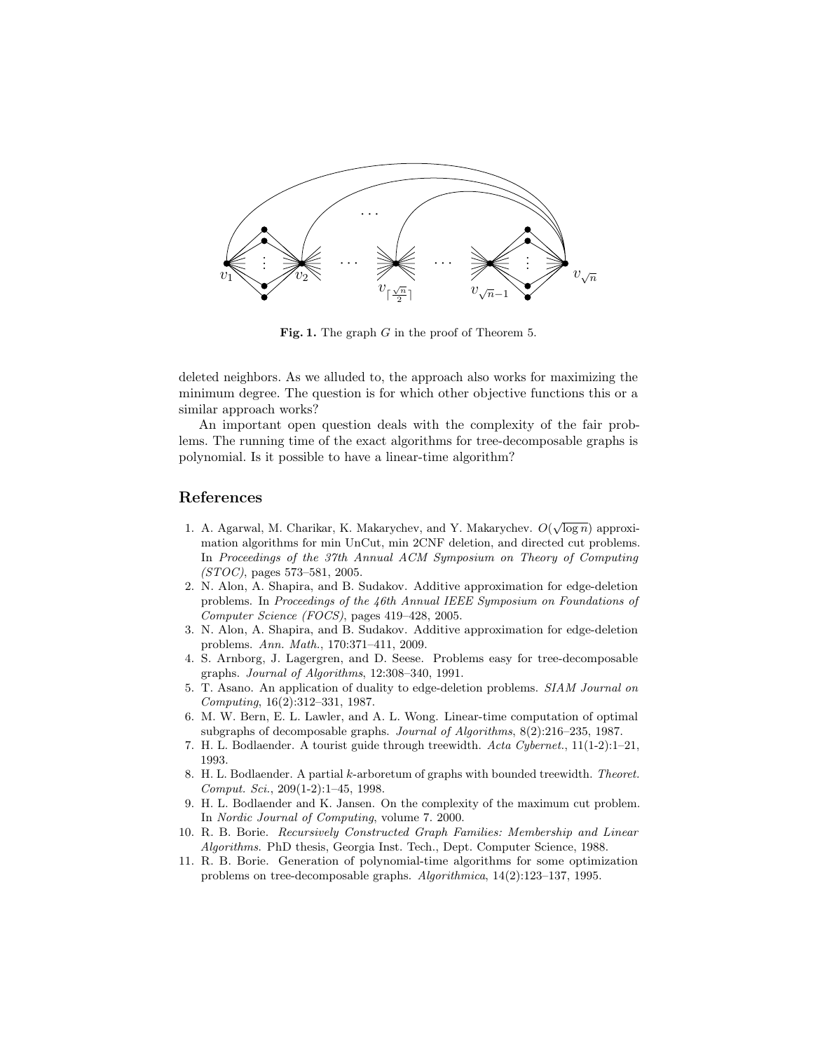$v_1$ $v_2$ $v_{\lceil \frac{\sqrt{n}}{2} \rceil}$ $v_{\sqrt{n}-1}$ $v_{\sqrt{n}}$

**Fig. 1.** The graph $G$ in the proof of Theorem 5.

deleted neighbors. As we alluded to, the approach also works for maximizing the minimum degree. The question is for which other objective functions this or a similar approach works?

An important open question deals with the complexity of the fair problems. The running time of the exact algorithms for tree-decomposable graphs is polynomial. Is it possible to have a linear-time algorithm?

## References

1. A. Agarwal, M. Charikar, K. Makarychev, and Y. Makarychev. $O(\sqrt{\log n})$ approximation algorithms for min UnCut, min 2CNF deletion, and directed cut problems. In *Proceedings of the 37th Annual ACM Symposium on Theory of Computing (STOC)*, pages 573–581, 2005.
2. N. Alon, A. Shapira, and B. Sudakov. Additive approximation for edge-deletion problems. In *Proceedings of the 46th Annual IEEE Symposium on Foundations of Computer Science (FOCS)*, pages 419–428, 2005.
3. N. Alon, A. Shapira, and B. Sudakov. Additive approximation for edge-deletion problems. *Ann. Math.*, 170:371–411, 2009.
4. S. Arnborg, J. Lagergren, and D. Seese. Problems easy for tree-decomposable graphs. *Journal of Algorithms*, 12:308–340, 1991.
5. T. Asano. An application of duality to edge-deletion problems. *SIAM Journal on Computing*, 16(2):312–331, 1987.
6. M. W. Bern, E. L. Lawler, and A. L. Wong. Linear-time computation of optimal subgraphs of decomposable graphs. *Journal of Algorithms*, 8(2):216–235, 1987.
7. H. L. Bodlaender. A tourist guide through treewidth. *Acta Cybernet.*, 11(1-2):1–21, 1993.
8. H. L. Bodlaender. A partial $k$-arboretum of graphs with bounded treewidth. *Theoret. Comput. Sci.*, 209(1-2):1–45, 1998.
9. H. L. Bodlaender and K. Jansen. On the complexity of the maximum cut problem. In *Nordic Journal of Computing*, volume 7. 2000.
10. R. B. Borie. *Recursively Constructed Graph Families: Membership and Linear Algorithms*. PhD thesis, Georgia Inst. Tech., Dept. Computer Science, 1988.
11. R. B. Borie. Generation of polynomial-time algorithms for some optimization problems on tree-decomposable graphs. *Algorithmica*, 14(2):123–137, 1995.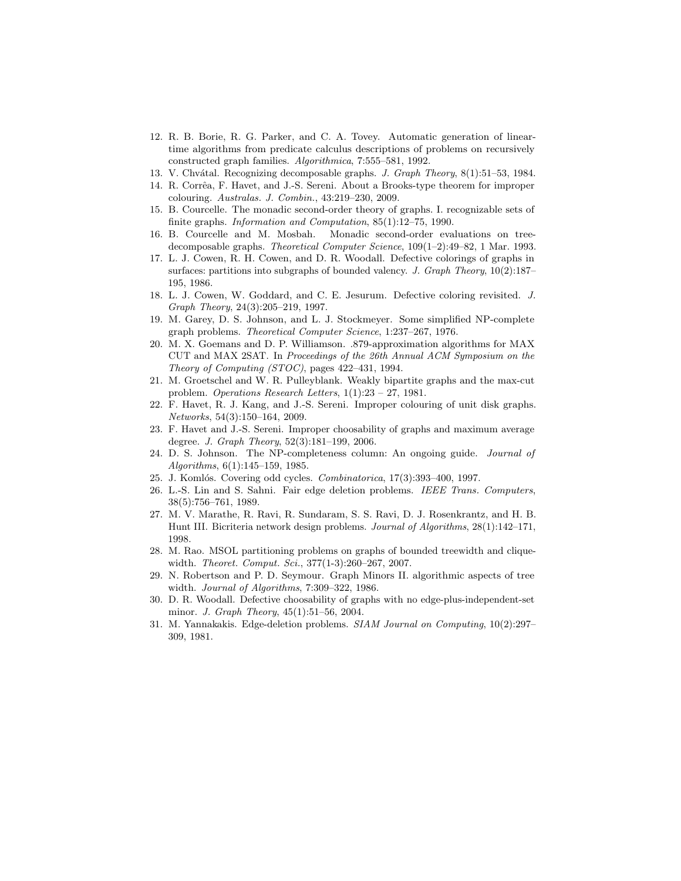12. R. B. Borie, R. G. Parker, and C. A. Tovey. Automatic generation of linear-time algorithms from predicate calculus descriptions of problems on recursively constructed graph families. *Algorithmica*, 7:555–581, 1992.
13. V. Chvátal. Recognizing decomposable graphs. *J. Graph Theory*, 8(1):51–53, 1984.
14. R. Corrêa, F. Havet, and J.-S. Sereni. About a Brooks-type theorem for improper colouring. *Australas. J. Combin.*, 43:219–230, 2009.
15. B. Courcelle. The monadic second-order theory of graphs. I. recognizable sets of finite graphs. *Information and Computation*, 85(1):12–75, 1990.
16. B. Courcelle and M. Mosbah. Monadic second-order evaluations on tree-decomposable graphs. *Theoretical Computer Science*, 109(1–2):49–82, 1 Mar. 1993.
17. L. J. Cowen, R. H. Cowen, and D. R. Woodall. Defective colorings of graphs in surfaces: partitions into subgraphs of bounded valency. *J. Graph Theory*, 10(2):187–195, 1986.
18. L. J. Cowen, W. Goddard, and C. E. Jesurum. Defective coloring revisited. *J. Graph Theory*, 24(3):205–219, 1997.
19. M. Garey, D. S. Johnson, and L. J. Stockmeyer. Some simplified NP-complete graph problems. *Theoretical Computer Science*, 1:237–267, 1976.
20. M. X. Goemans and D. P. Williamson. .879-approximation algorithms for MAX CUT and MAX 2SAT. In *Proceedings of the 26th Annual ACM Symposium on the Theory of Computing (STOC)*, pages 422–431, 1994.
21. M. Groetschel and W. R. Pulleyblank. Weakly bipartite graphs and the max-cut problem. *Operations Research Letters*, 1(1):23 – 27, 1981.
22. F. Havet, R. J. Kang, and J.-S. Sereni. Improper colouring of unit disk graphs. *Networks*, 54(3):150–164, 2009.
23. F. Havet and J.-S. Sereni. Improper choosability of graphs and maximum average degree. *J. Graph Theory*, 52(3):181–199, 2006.
24. D. S. Johnson. The NP-completeness column: An ongoing guide. *Journal of Algorithms*, 6(1):145–159, 1985.
25. J. Komlós. Covering odd cycles. *Combinatorica*, 17(3):393–400, 1997.
26. L.-S. Lin and S. Sahni. Fair edge deletion problems. *IEEE Trans. Computers*, 38(5):756–761, 1989.
27. M. V. Marathe, R. Ravi, R. Sundaram, S. S. Ravi, D. J. Rosenkrantz, and H. B. Hunt III. Bicriteria network design problems. *Journal of Algorithms*, 28(1):142–171, 1998.
28. M. Rao. MSOL partitioning problems on graphs of bounded treewidth and clique-width. *Theoret. Comput. Sci.*, 377(1-3):260–267, 2007.
29. N. Robertson and P. D. Seymour. Graph Minors II. algorithmic aspects of tree width. *Journal of Algorithms*, 7:309–322, 1986.
30. D. R. Woodall. Defective choosability of graphs with no edge-plus-independent-set minor. *J. Graph Theory*, 45(1):51–56, 2004.
31. M. Yannakakis. Edge-deletion problems. *SIAM Journal on Computing*, 10(2):297–309, 1981.